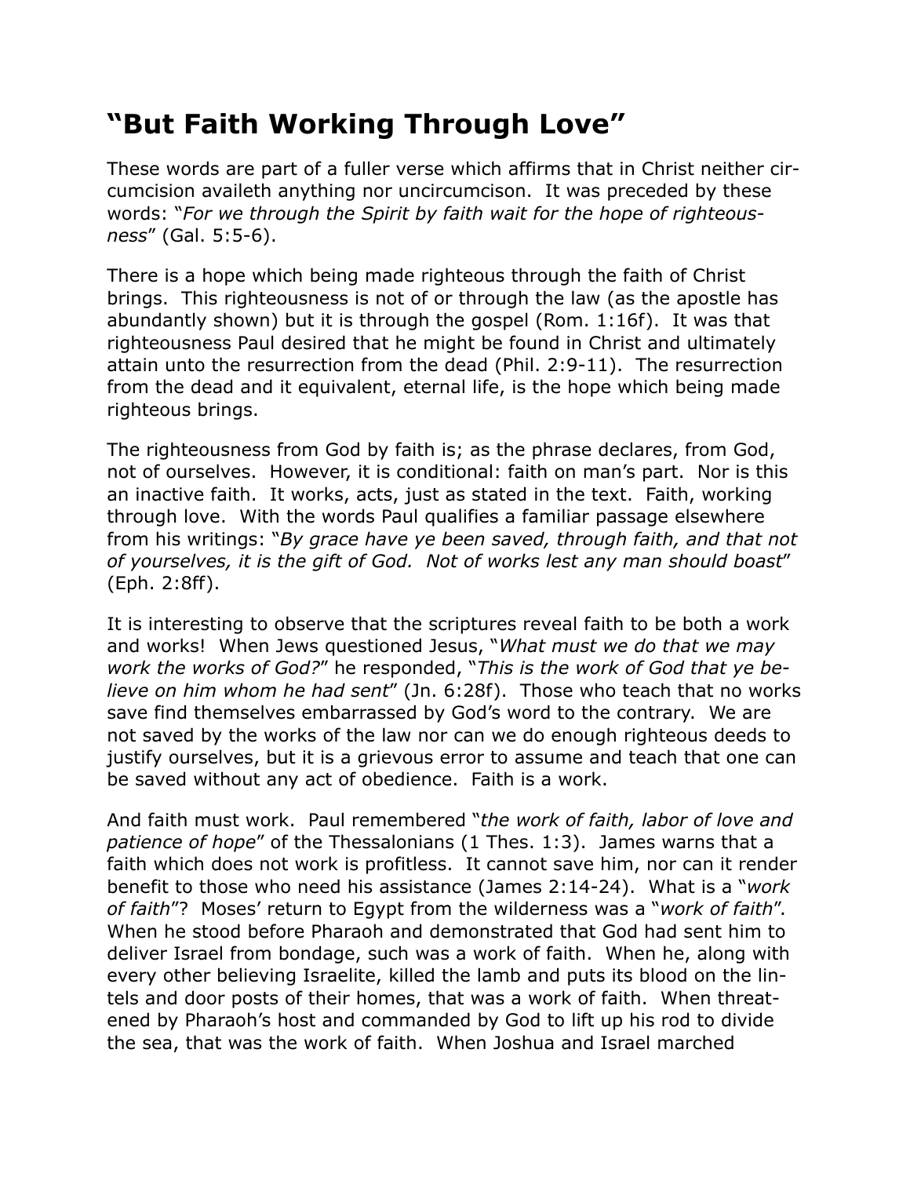# "But Faith Working Through Love"

These words are part of a fuller verse which affirms that in Christ neither circumcision availeth anything nor uncircumcison. It was preceded by these words: "*For we through the Spirit by faith wait for the hope of righteousness*" (Gal. 5:5-6).

There is a hope which being made righteous through the faith of Christ brings. This righteousness is not of or through the law (as the apostle has abundantly shown) but it is through the gospel (Rom. 1:16f). It was that righteousness Paul desired that he might be found in Christ and ultimately attain unto the resurrection from the dead (Phil. 2:9-11). The resurrection from the dead and it equivalent, eternal life, is the hope which being made righteous brings.

The righteousness from God by faith is; as the phrase declares, from God, not of ourselves. However, it is conditional: faith on man's part. Nor is this an inactive faith. It works, acts, just as stated in the text. Faith, working through love. With the words Paul qualifies a familiar passage elsewhere from his writings: "*By grace have ye been saved, through faith, and that not of yourselves, it is the gift of God. Not of works lest any man should boast*" (Eph. 2:8ff).

It is interesting to observe that the scriptures reveal faith to be both a work and works! When Jews questioned Jesus, "*What must we do that we may work the works of God?*" he responded, "*This is the work of God that ye believe on him whom he had sent*" (Jn. 6:28f). Those who teach that no works save find themselves embarrassed by God's word to the contrary. We are not saved by the works of the law nor can we do enough righteous deeds to justify ourselves, but it is a grievous error to assume and teach that one can be saved without any act of obedience. Faith is a work.

And faith must work. Paul remembered "*the work of faith, labor of love and patience of hope*" of the Thessalonians (1 Thes. 1:3). James warns that a faith which does not work is profitless. It cannot save him, nor can it render benefit to those who need his assistance (James 2:14-24). What is a "*work of faith*"? Moses' return to Egypt from the wilderness was a "*work of faith*". When he stood before Pharaoh and demonstrated that God had sent him to deliver Israel from bondage, such was a work of faith. When he, along with every other believing Israelite, killed the lamb and puts its blood on the lintels and door posts of their homes, that was a work of faith. When threatened by Pharaoh's host and commanded by God to lift up his rod to divide the sea, that was the work of faith. When Joshua and Israel marched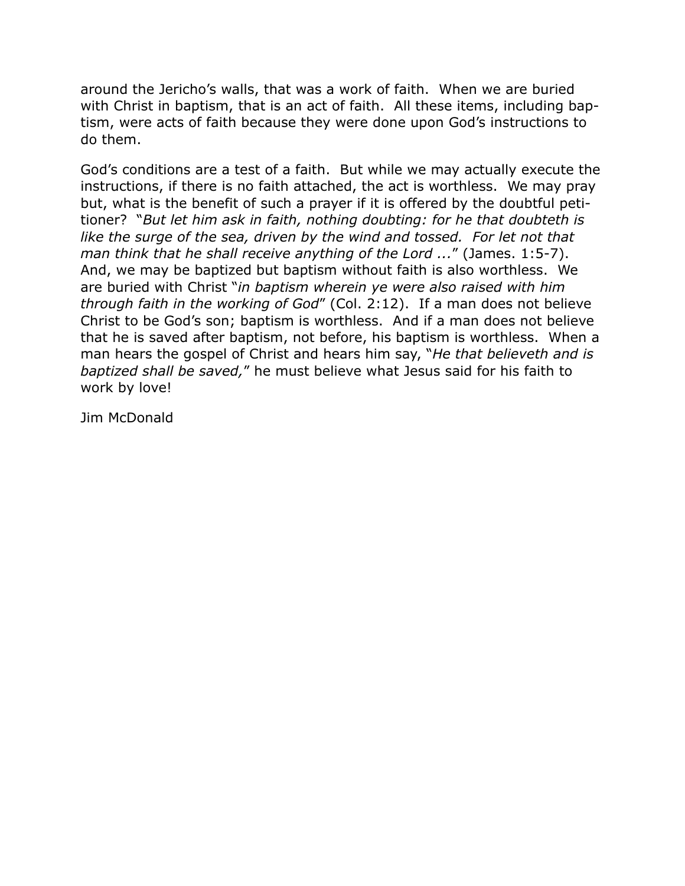around the Jericho's walls, that was a work of faith. When we are buried with Christ in baptism, that is an act of faith. All these items, including baptism, were acts of faith because they were done upon God's instructions to do them.

God's conditions are a test of a faith. But while we may actually execute the instructions, if there is no faith attached, the act is worthless. We may pray but, what is the benefit of such a prayer if it is offered by the doubtful petitioner? "*But let him ask in faith, nothing doubting: for he that doubteth is like the surge of the sea, driven by the wind and tossed. For let not that man think that he shall receive anything of the Lord ...*" (James. 1:5-7). And, we may be baptized but baptism without faith is also worthless. We are buried with Christ "*in baptism wherein ye were also raised with him through faith in the working of God*" (Col. 2:12). If a man does not believe Christ to be God's son; baptism is worthless. And if a man does not believe that he is saved after baptism, not before, his baptism is worthless. When a man hears the gospel of Christ and hears him say, "*He that believeth and is baptized shall be saved,*" he must believe what Jesus said for his faith to work by love!

Jim McDonald